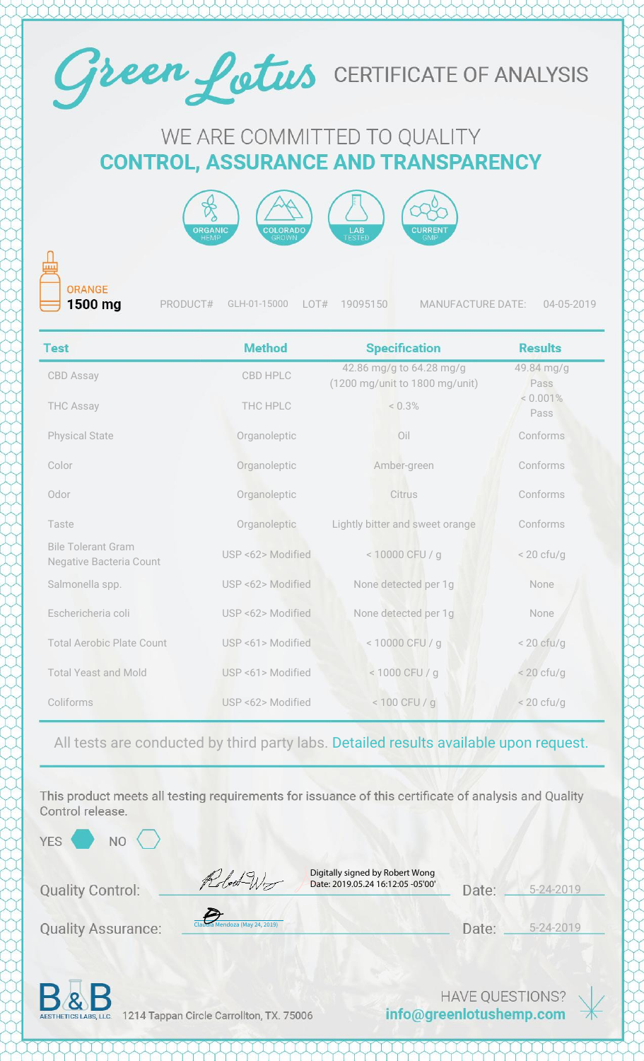# Green Lotus CERTIFICATE OF ANALYSIS

## WE ARE COMMITTED TO QUALITY
## CONTROL, ASSURANCE AND TRANSPARENCY

ORGANIC HEMP | COLORADO GROWN | LAB TESTED | CURRENT GMP

**ORANGE**
**1500 mg**

PRODUCT# GLH-01-15000 LOT# 19095150 MANUFACTURE DATE: 04-05-2019

| Test | Method | Specification | Results |
|---|---|---|---|
| CBD Assay | CBD HPLC | 42.86 mg/g to 64.28 mg/g (1200 mg/unit to 1800 mg/unit) | 49.84 mg/g Pass |
| THC Assay | THC HPLC | < 0.3% | < 0.001% Pass |
| Physical State | Organoleptic | Oil | Conforms |
| Color | Organoleptic | Amber-green | Conforms |
| Odor | Organoleptic | Citrus | Conforms |
| Taste | Organoleptic | Lightly bitter and sweet orange | Conforms |
| Bile Tolerant Gram Negative Bacteria Count | USP <62> Modified | < 10000 CFU / g | < 20 cfu/g |
| Salmonella spp. | USP <62> Modified | None detected per 1g | None |
| Eschericheria coli | USP <62> Modified | None detected per 1g | None |
| Total Aerobic Plate Count | USP <61> Modified | < 10000 CFU / g | < 20 cfu/g |
| Total Yeast and Mold | USP <61> Modified | < 1000 CFU / g | < 20 cfu/g |
| Coliforms | USP <62> Modified | < 100 CFU / g | < 20 cfu/g |

All tests are conducted by third party labs. Detailed results available upon request.

This product meets all testing requirements for issuance of this certificate of analysis and Quality Control release.

YES ⬢ NO ⬡

Quality Control: Digitally signed by Robert Wong Date: 2019.05.24 16:12:05 -05'00' Date: 5-24-2019

Quality Assurance: Claudia Mendoza (May 24, 2019) Date: 5-24-2019

B&B AESTHETICS LABS, LLC 1214 Tappan Circle Carrollton, TX. 75006

HAVE QUESTIONS? info@greenlotushemp.com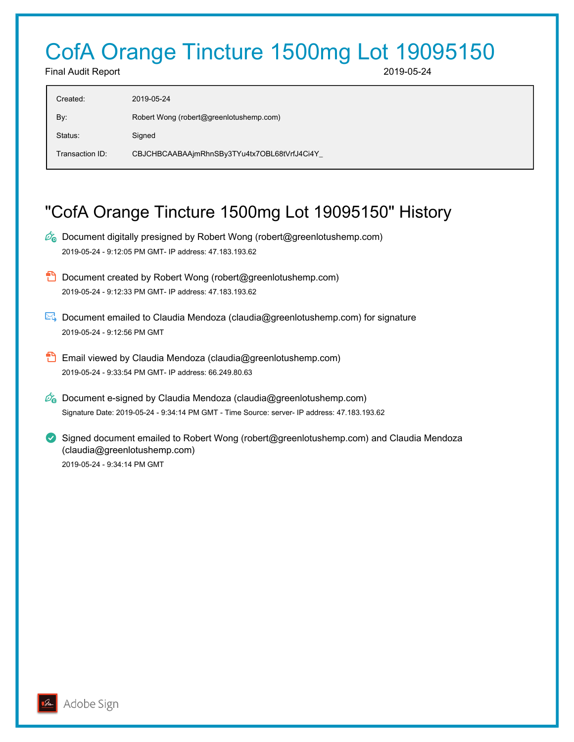# CofA Orange Tincture 1500mg Lot 19095150

Final Audit Report 2019-05-24

| | |
|---|---|
| Created: | 2019-05-24 |
| By: | Robert Wong (robert@greenlotushemp.com) |
| Status: | Signed |
| Transaction ID: | CBJCHBCAABAAjmRhnSBy3TYu4tx7OBL68tVrfJ4Ci4Y_ |

## "CofA Orange Tincture 1500mg Lot 19095150" History

- Document digitally presigned by Robert Wong (robert@greenlotushemp.com)
  2019-05-24 - 9:12:05 PM GMT- IP address: 47.183.193.62

- Document created by Robert Wong (robert@greenlotushemp.com)
  2019-05-24 - 9:12:33 PM GMT- IP address: 47.183.193.62

- Document emailed to Claudia Mendoza (claudia@greenlotushemp.com) for signature
  2019-05-24 - 9:12:56 PM GMT

- Email viewed by Claudia Mendoza (claudia@greenlotushemp.com)
  2019-05-24 - 9:33:54 PM GMT- IP address: 66.249.80.63

- Document e-signed by Claudia Mendoza (claudia@greenlotushemp.com)
  Signature Date: 2019-05-24 - 9:34:14 PM GMT - Time Source: server- IP address: 47.183.193.62

- Signed document emailed to Robert Wong (robert@greenlotushemp.com) and Claudia Mendoza (claudia@greenlotushemp.com)
  2019-05-24 - 9:34:14 PM GMT

Adobe Sign